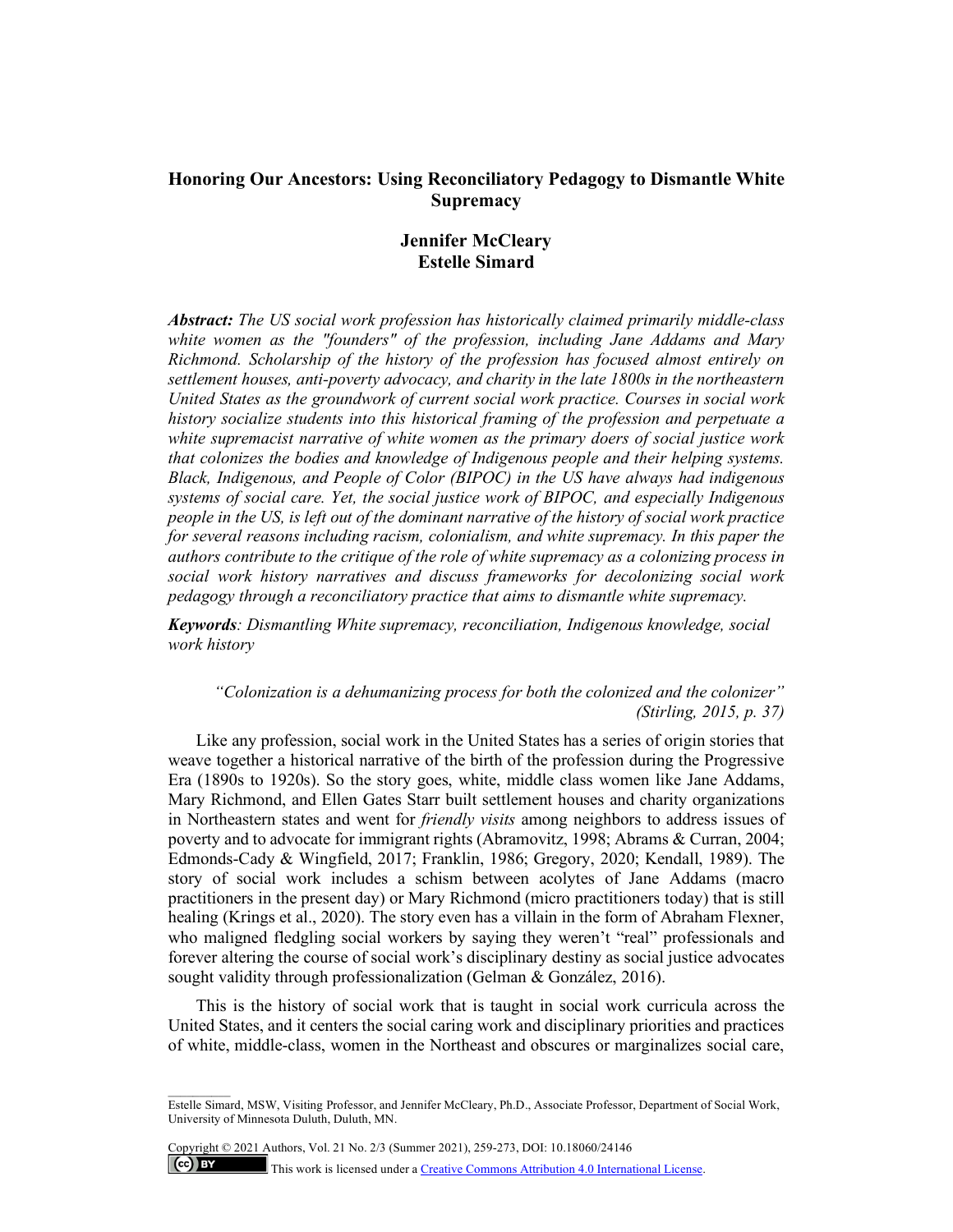# Honoring Our Ancestors: Using Reconciliatory Pedagogy to Dismantle White Supremacy

**Jennifer McCleary**
**Estelle Simard**

***Abstract:*** *The US social work profession has historically claimed primarily middle-class white women as the "founders" of the profession, including Jane Addams and Mary Richmond. Scholarship of the history of the profession has focused almost entirely on settlement houses, anti-poverty advocacy, and charity in the late 1800s in the northeastern United States as the groundwork of current social work practice. Courses in social work history socialize students into this historical framing of the profession and perpetuate a white supremacist narrative of white women as the primary doers of social justice work that colonizes the bodies and knowledge of Indigenous people and their helping systems. Black, Indigenous, and People of Color (BIPOC) in the US have always had indigenous systems of social care. Yet, the social justice work of BIPOC, and especially Indigenous people in the US, is left out of the dominant narrative of the history of social work practice for several reasons including racism, colonialism, and white supremacy. In this paper the authors contribute to the critique of the role of white supremacy as a colonizing process in social work history narratives and discuss frameworks for decolonizing social work pedagogy through a reconciliatory practice that aims to dismantle white supremacy.*

***Keywords****: Dismantling White supremacy, reconciliation, Indigenous knowledge, social work history*

> *"Colonization is a dehumanizing process for both the colonized and the colonizer" (Stirling, 2015, p. 37)*

Like any profession, social work in the United States has a series of origin stories that weave together a historical narrative of the birth of the profession during the Progressive Era (1890s to 1920s). So the story goes, white, middle class women like Jane Addams, Mary Richmond, and Ellen Gates Starr built settlement houses and charity organizations in Northeastern states and went for *friendly visits* among neighbors to address issues of poverty and to advocate for immigrant rights (Abramovitz, 1998; Abrams & Curran, 2004; Edmonds-Cady & Wingfield, 2017; Franklin, 1986; Gregory, 2020; Kendall, 1989). The story of social work includes a schism between acolytes of Jane Addams (macro practitioners in the present day) or Mary Richmond (micro practitioners today) that is still healing (Krings et al., 2020). The story even has a villain in the form of Abraham Flexner, who maligned fledgling social workers by saying they weren't "real" professionals and forever altering the course of social work's disciplinary destiny as social justice advocates sought validity through professionalization (Gelman & González, 2016).

This is the history of social work that is taught in social work curricula across the United States, and it centers the social caring work and disciplinary priorities and practices of white, middle-class, women in the Northeast and obscures or marginalizes social care,

---

Estelle Simard, MSW, Visiting Professor, and Jennifer McCleary, Ph.D., Associate Professor, Department of Social Work, University of Minnesota Duluth, Duluth, MN.

Copyright © 2021 Authors, Vol. 21 No. 2/3 (Summer 2021), 259-273, DOI: 10.18060/24146

This work is licensed under a Creative Commons Attribution 4.0 International License.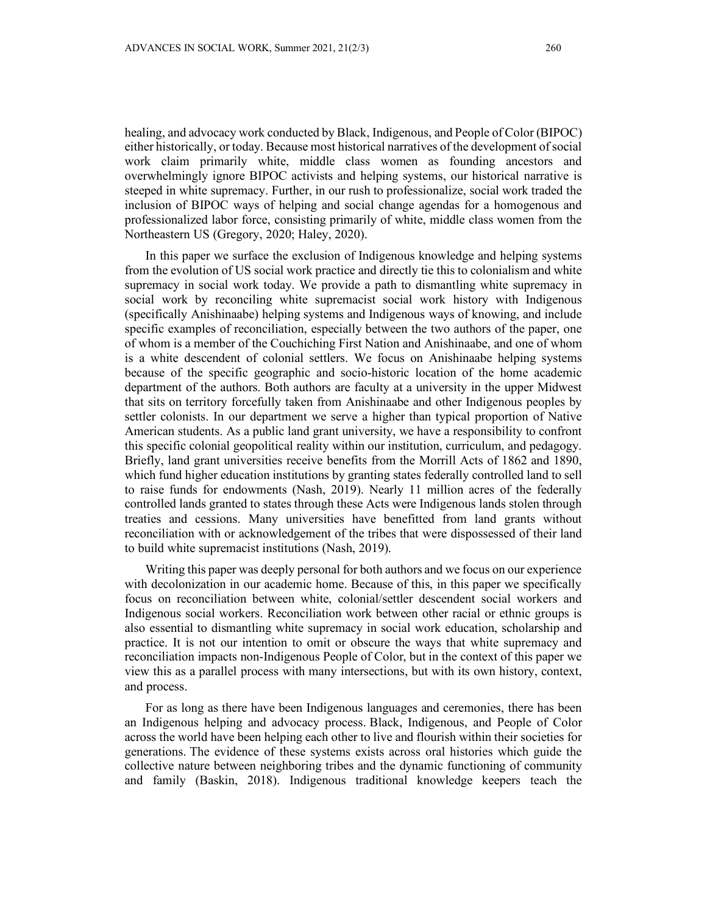healing, and advocacy work conducted by Black, Indigenous, and People of Color (BIPOC) either historically, or today. Because most historical narratives of the development of social work claim primarily white, middle class women as founding ancestors and overwhelmingly ignore BIPOC activists and helping systems, our historical narrative is steeped in white supremacy. Further, in our rush to professionalize, social work traded the inclusion of BIPOC ways of helping and social change agendas for a homogenous and professionalized labor force, consisting primarily of white, middle class women from the Northeastern US (Gregory, 2020; Haley, 2020).

In this paper we surface the exclusion of Indigenous knowledge and helping systems from the evolution of US social work practice and directly tie this to colonialism and white supremacy in social work today. We provide a path to dismantling white supremacy in social work by reconciling white supremacist social work history with Indigenous (specifically Anishinaabe) helping systems and Indigenous ways of knowing, and include specific examples of reconciliation, especially between the two authors of the paper, one of whom is a member of the Couchiching First Nation and Anishinaabe, and one of whom is a white descendent of colonial settlers. We focus on Anishinaabe helping systems because of the specific geographic and socio-historic location of the home academic department of the authors. Both authors are faculty at a university in the upper Midwest that sits on territory forcefully taken from Anishinaabe and other Indigenous peoples by settler colonists. In our department we serve a higher than typical proportion of Native American students. As a public land grant university, we have a responsibility to confront this specific colonial geopolitical reality within our institution, curriculum, and pedagogy. Briefly, land grant universities receive benefits from the Morrill Acts of 1862 and 1890, which fund higher education institutions by granting states federally controlled land to sell to raise funds for endowments (Nash, 2019). Nearly 11 million acres of the federally controlled lands granted to states through these Acts were Indigenous lands stolen through treaties and cessions. Many universities have benefitted from land grants without reconciliation with or acknowledgement of the tribes that were dispossessed of their land to build white supremacist institutions (Nash, 2019).

Writing this paper was deeply personal for both authors and we focus on our experience with decolonization in our academic home. Because of this, in this paper we specifically focus on reconciliation between white, colonial/settler descendent social workers and Indigenous social workers. Reconciliation work between other racial or ethnic groups is also essential to dismantling white supremacy in social work education, scholarship and practice. It is not our intention to omit or obscure the ways that white supremacy and reconciliation impacts non-Indigenous People of Color, but in the context of this paper we view this as a parallel process with many intersections, but with its own history, context, and process.

For as long as there have been Indigenous languages and ceremonies, there has been an Indigenous helping and advocacy process. Black, Indigenous, and People of Color across the world have been helping each other to live and flourish within their societies for generations. The evidence of these systems exists across oral histories which guide the collective nature between neighboring tribes and the dynamic functioning of community and family (Baskin, 2018). Indigenous traditional knowledge keepers teach the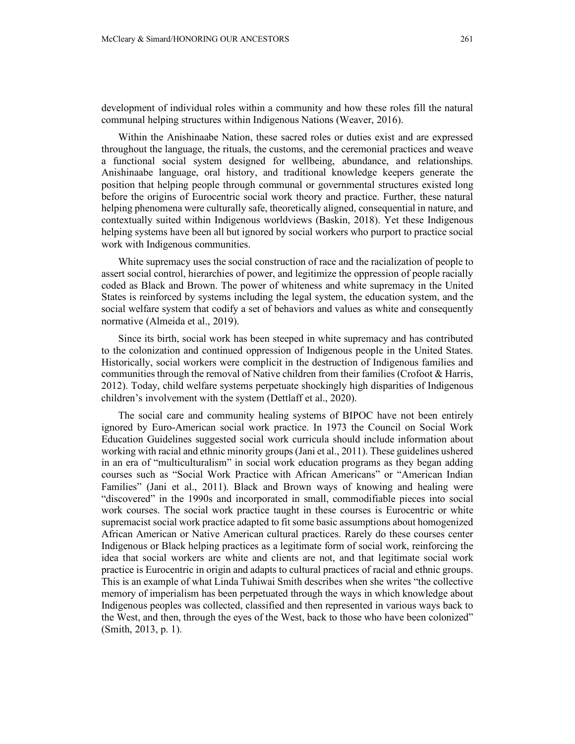development of individual roles within a community and how these roles fill the natural communal helping structures within Indigenous Nations (Weaver, 2016).

Within the Anishinaabe Nation, these sacred roles or duties exist and are expressed throughout the language, the rituals, the customs, and the ceremonial practices and weave a functional social system designed for wellbeing, abundance, and relationships. Anishinaabe language, oral history, and traditional knowledge keepers generate the position that helping people through communal or governmental structures existed long before the origins of Eurocentric social work theory and practice. Further, these natural helping phenomena were culturally safe, theoretically aligned, consequential in nature, and contextually suited within Indigenous worldviews (Baskin, 2018). Yet these Indigenous helping systems have been all but ignored by social workers who purport to practice social work with Indigenous communities.

White supremacy uses the social construction of race and the racialization of people to assert social control, hierarchies of power, and legitimize the oppression of people racially coded as Black and Brown. The power of whiteness and white supremacy in the United States is reinforced by systems including the legal system, the education system, and the social welfare system that codify a set of behaviors and values as white and consequently normative (Almeida et al., 2019).

Since its birth, social work has been steeped in white supremacy and has contributed to the colonization and continued oppression of Indigenous people in the United States. Historically, social workers were complicit in the destruction of Indigenous families and communities through the removal of Native children from their families (Crofoot & Harris, 2012). Today, child welfare systems perpetuate shockingly high disparities of Indigenous children's involvement with the system (Dettlaff et al., 2020).

The social care and community healing systems of BIPOC have not been entirely ignored by Euro-American social work practice. In 1973 the Council on Social Work Education Guidelines suggested social work curricula should include information about working with racial and ethnic minority groups (Jani et al., 2011). These guidelines ushered in an era of "multiculturalism" in social work education programs as they began adding courses such as "Social Work Practice with African Americans" or "American Indian Families" (Jani et al., 2011). Black and Brown ways of knowing and healing were "discovered" in the 1990s and incorporated in small, commodifiable pieces into social work courses. The social work practice taught in these courses is Eurocentric or white supremacist social work practice adapted to fit some basic assumptions about homogenized African American or Native American cultural practices. Rarely do these courses center Indigenous or Black helping practices as a legitimate form of social work, reinforcing the idea that social workers are white and clients are not, and that legitimate social work practice is Eurocentric in origin and adapts to cultural practices of racial and ethnic groups. This is an example of what Linda Tuhiwai Smith describes when she writes "the collective memory of imperialism has been perpetuated through the ways in which knowledge about Indigenous peoples was collected, classified and then represented in various ways back to the West, and then, through the eyes of the West, back to those who have been colonized" (Smith, 2013, p. 1).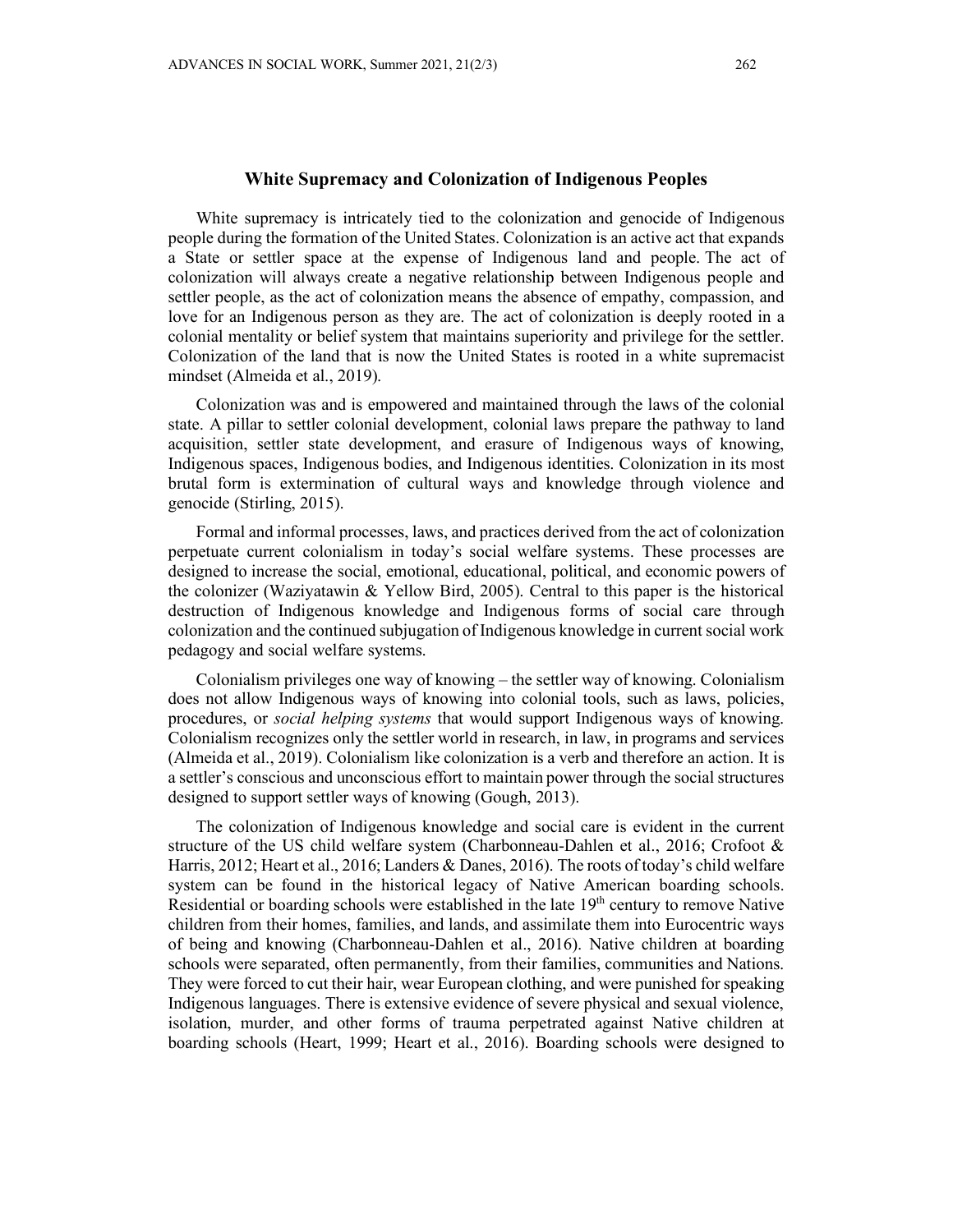## White Supremacy and Colonization of Indigenous Peoples

White supremacy is intricately tied to the colonization and genocide of Indigenous people during the formation of the United States. Colonization is an active act that expands a State or settler space at the expense of Indigenous land and people. The act of colonization will always create a negative relationship between Indigenous people and settler people, as the act of colonization means the absence of empathy, compassion, and love for an Indigenous person as they are. The act of colonization is deeply rooted in a colonial mentality or belief system that maintains superiority and privilege for the settler. Colonization of the land that is now the United States is rooted in a white supremacist mindset (Almeida et al., 2019).

Colonization was and is empowered and maintained through the laws of the colonial state. A pillar to settler colonial development, colonial laws prepare the pathway to land acquisition, settler state development, and erasure of Indigenous ways of knowing, Indigenous spaces, Indigenous bodies, and Indigenous identities. Colonization in its most brutal form is extermination of cultural ways and knowledge through violence and genocide (Stirling, 2015).

Formal and informal processes, laws, and practices derived from the act of colonization perpetuate current colonialism in today's social welfare systems. These processes are designed to increase the social, emotional, educational, political, and economic powers of the colonizer (Waziyatawin & Yellow Bird, 2005). Central to this paper is the historical destruction of Indigenous knowledge and Indigenous forms of social care through colonization and the continued subjugation of Indigenous knowledge in current social work pedagogy and social welfare systems.

Colonialism privileges one way of knowing – the settler way of knowing. Colonialism does not allow Indigenous ways of knowing into colonial tools, such as laws, policies, procedures, or *social helping systems* that would support Indigenous ways of knowing. Colonialism recognizes only the settler world in research, in law, in programs and services (Almeida et al., 2019). Colonialism like colonization is a verb and therefore an action. It is a settler's conscious and unconscious effort to maintain power through the social structures designed to support settler ways of knowing (Gough, 2013).

The colonization of Indigenous knowledge and social care is evident in the current structure of the US child welfare system (Charbonneau-Dahlen et al., 2016; Crofoot & Harris, 2012; Heart et al., 2016; Landers & Danes, 2016). The roots of today's child welfare system can be found in the historical legacy of Native American boarding schools. Residential or boarding schools were established in the late 19th century to remove Native children from their homes, families, and lands, and assimilate them into Eurocentric ways of being and knowing (Charbonneau-Dahlen et al., 2016). Native children at boarding schools were separated, often permanently, from their families, communities and Nations. They were forced to cut their hair, wear European clothing, and were punished for speaking Indigenous languages. There is extensive evidence of severe physical and sexual violence, isolation, murder, and other forms of trauma perpetrated against Native children at boarding schools (Heart, 1999; Heart et al., 2016). Boarding schools were designed to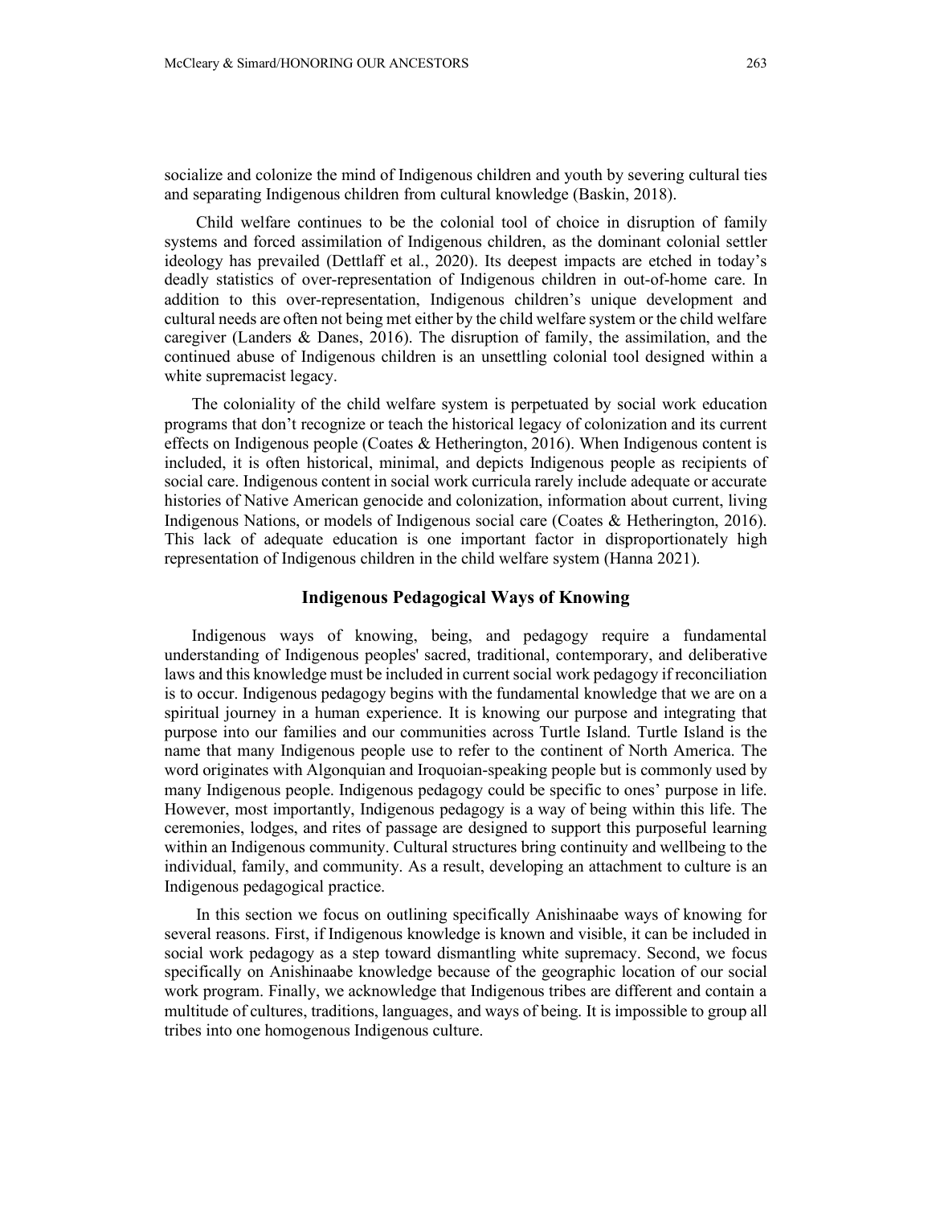socialize and colonize the mind of Indigenous children and youth by severing cultural ties and separating Indigenous children from cultural knowledge (Baskin, 2018).

Child welfare continues to be the colonial tool of choice in disruption of family systems and forced assimilation of Indigenous children, as the dominant colonial settler ideology has prevailed (Dettlaff et al., 2020). Its deepest impacts are etched in today's deadly statistics of over-representation of Indigenous children in out-of-home care. In addition to this over-representation, Indigenous children's unique development and cultural needs are often not being met either by the child welfare system or the child welfare caregiver (Landers & Danes, 2016). The disruption of family, the assimilation, and the continued abuse of Indigenous children is an unsettling colonial tool designed within a white supremacist legacy.

The coloniality of the child welfare system is perpetuated by social work education programs that don't recognize or teach the historical legacy of colonization and its current effects on Indigenous people (Coates & Hetherington, 2016). When Indigenous content is included, it is often historical, minimal, and depicts Indigenous people as recipients of social care. Indigenous content in social work curricula rarely include adequate or accurate histories of Native American genocide and colonization, information about current, living Indigenous Nations, or models of Indigenous social care (Coates & Hetherington, 2016). This lack of adequate education is one important factor in disproportionately high representation of Indigenous children in the child welfare system (Hanna 2021).

## Indigenous Pedagogical Ways of Knowing

Indigenous ways of knowing, being, and pedagogy require a fundamental understanding of Indigenous peoples' sacred, traditional, contemporary, and deliberative laws and this knowledge must be included in current social work pedagogy if reconciliation is to occur. Indigenous pedagogy begins with the fundamental knowledge that we are on a spiritual journey in a human experience. It is knowing our purpose and integrating that purpose into our families and our communities across Turtle Island. Turtle Island is the name that many Indigenous people use to refer to the continent of North America. The word originates with Algonquian and Iroquoian-speaking people but is commonly used by many Indigenous people. Indigenous pedagogy could be specific to ones' purpose in life. However, most importantly, Indigenous pedagogy is a way of being within this life. The ceremonies, lodges, and rites of passage are designed to support this purposeful learning within an Indigenous community. Cultural structures bring continuity and wellbeing to the individual, family, and community. As a result, developing an attachment to culture is an Indigenous pedagogical practice.

In this section we focus on outlining specifically Anishinaabe ways of knowing for several reasons. First, if Indigenous knowledge is known and visible, it can be included in social work pedagogy as a step toward dismantling white supremacy. Second, we focus specifically on Anishinaabe knowledge because of the geographic location of our social work program. Finally, we acknowledge that Indigenous tribes are different and contain a multitude of cultures, traditions, languages, and ways of being. It is impossible to group all tribes into one homogenous Indigenous culture.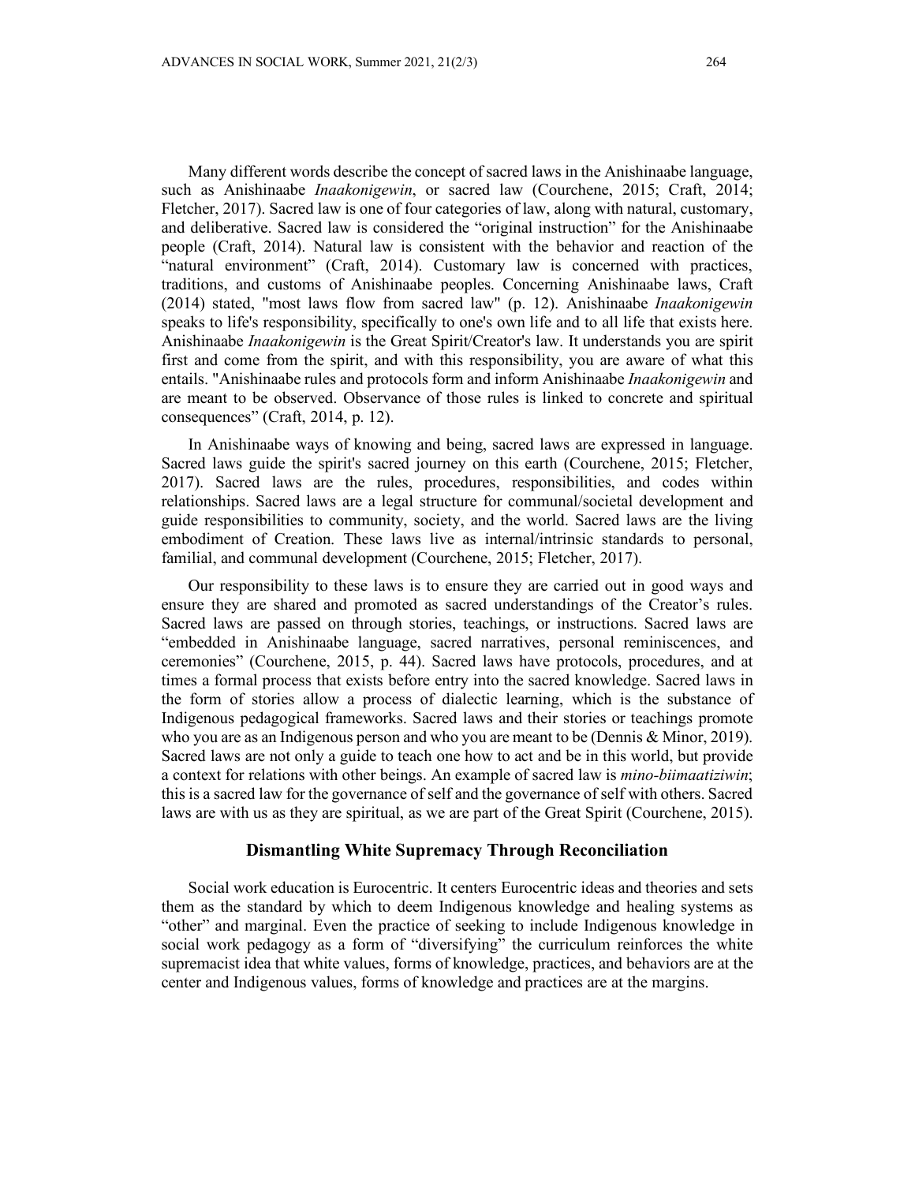Many different words describe the concept of sacred laws in the Anishinaabe language, such as Anishinaabe *Inaakonigewin*, or sacred law (Courchene, 2015; Craft, 2014; Fletcher, 2017). Sacred law is one of four categories of law, along with natural, customary, and deliberative. Sacred law is considered the "original instruction" for the Anishinaabe people (Craft, 2014). Natural law is consistent with the behavior and reaction of the "natural environment" (Craft, 2014). Customary law is concerned with practices, traditions, and customs of Anishinaabe peoples. Concerning Anishinaabe laws, Craft (2014) stated, "most laws flow from sacred law" (p. 12). Anishinaabe *Inaakonigewin* speaks to life's responsibility, specifically to one's own life and to all life that exists here. Anishinaabe *Inaakonigewin* is the Great Spirit/Creator's law. It understands you are spirit first and come from the spirit, and with this responsibility, you are aware of what this entails. "Anishinaabe rules and protocols form and inform Anishinaabe *Inaakonigewin* and are meant to be observed. Observance of those rules is linked to concrete and spiritual consequences" (Craft, 2014, p. 12).

In Anishinaabe ways of knowing and being, sacred laws are expressed in language. Sacred laws guide the spirit's sacred journey on this earth (Courchene, 2015; Fletcher, 2017). Sacred laws are the rules, procedures, responsibilities, and codes within relationships. Sacred laws are a legal structure for communal/societal development and guide responsibilities to community, society, and the world. Sacred laws are the living embodiment of Creation. These laws live as internal/intrinsic standards to personal, familial, and communal development (Courchene, 2015; Fletcher, 2017).

Our responsibility to these laws is to ensure they are carried out in good ways and ensure they are shared and promoted as sacred understandings of the Creator's rules. Sacred laws are passed on through stories, teachings, or instructions. Sacred laws are "embedded in Anishinaabe language, sacred narratives, personal reminiscences, and ceremonies" (Courchene, 2015, p. 44). Sacred laws have protocols, procedures, and at times a formal process that exists before entry into the sacred knowledge. Sacred laws in the form of stories allow a process of dialectic learning, which is the substance of Indigenous pedagogical frameworks. Sacred laws and their stories or teachings promote who you are as an Indigenous person and who you are meant to be (Dennis & Minor, 2019). Sacred laws are not only a guide to teach one how to act and be in this world, but provide a context for relations with other beings. An example of sacred law is *mino-biimaatiziwin*; this is a sacred law for the governance of self and the governance of self with others. Sacred laws are with us as they are spiritual, as we are part of the Great Spirit (Courchene, 2015).

## Dismantling White Supremacy Through Reconciliation

Social work education is Eurocentric. It centers Eurocentric ideas and theories and sets them as the standard by which to deem Indigenous knowledge and healing systems as "other" and marginal. Even the practice of seeking to include Indigenous knowledge in social work pedagogy as a form of "diversifying" the curriculum reinforces the white supremacist idea that white values, forms of knowledge, practices, and behaviors are at the center and Indigenous values, forms of knowledge and practices are at the margins.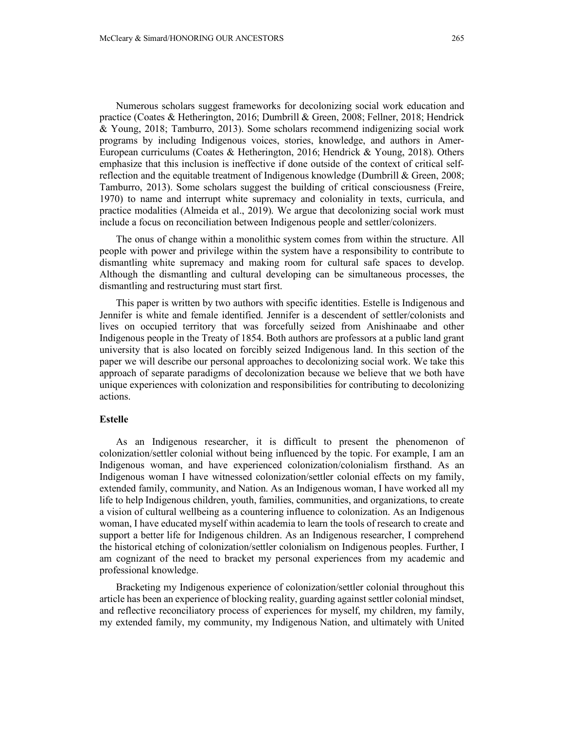Numerous scholars suggest frameworks for decolonizing social work education and practice (Coates & Hetherington, 2016; Dumbrill & Green, 2008; Fellner, 2018; Hendrick & Young, 2018; Tamburro, 2013). Some scholars recommend indigenizing social work programs by including Indigenous voices, stories, knowledge, and authors in Amer-European curriculums (Coates & Hetherington, 2016; Hendrick & Young, 2018). Others emphasize that this inclusion is ineffective if done outside of the context of critical self-reflection and the equitable treatment of Indigenous knowledge (Dumbrill & Green, 2008; Tamburro, 2013). Some scholars suggest the building of critical consciousness (Freire, 1970) to name and interrupt white supremacy and coloniality in texts, curricula, and practice modalities (Almeida et al., 2019). We argue that decolonizing social work must include a focus on reconciliation between Indigenous people and settler/colonizers.

The onus of change within a monolithic system comes from within the structure. All people with power and privilege within the system have a responsibility to contribute to dismantling white supremacy and making room for cultural safe spaces to develop. Although the dismantling and cultural developing can be simultaneous processes, the dismantling and restructuring must start first.

This paper is written by two authors with specific identities. Estelle is Indigenous and Jennifer is white and female identified. Jennifer is a descendent of settler/colonists and lives on occupied territory that was forcefully seized from Anishinaabe and other Indigenous people in the Treaty of 1854. Both authors are professors at a public land grant university that is also located on forcibly seized Indigenous land. In this section of the paper we will describe our personal approaches to decolonizing social work. We take this approach of separate paradigms of decolonization because we believe that we both have unique experiences with colonization and responsibilities for contributing to decolonizing actions.

### Estelle

As an Indigenous researcher, it is difficult to present the phenomenon of colonization/settler colonial without being influenced by the topic. For example, I am an Indigenous woman, and have experienced colonization/colonialism firsthand. As an Indigenous woman I have witnessed colonization/settler colonial effects on my family, extended family, community, and Nation. As an Indigenous woman, I have worked all my life to help Indigenous children, youth, families, communities, and organizations, to create a vision of cultural wellbeing as a countering influence to colonization. As an Indigenous woman, I have educated myself within academia to learn the tools of research to create and support a better life for Indigenous children. As an Indigenous researcher, I comprehend the historical etching of colonization/settler colonialism on Indigenous peoples. Further, I am cognizant of the need to bracket my personal experiences from my academic and professional knowledge.

Bracketing my Indigenous experience of colonization/settler colonial throughout this article has been an experience of blocking reality, guarding against settler colonial mindset, and reflective reconciliatory process of experiences for myself, my children, my family, my extended family, my community, my Indigenous Nation, and ultimately with United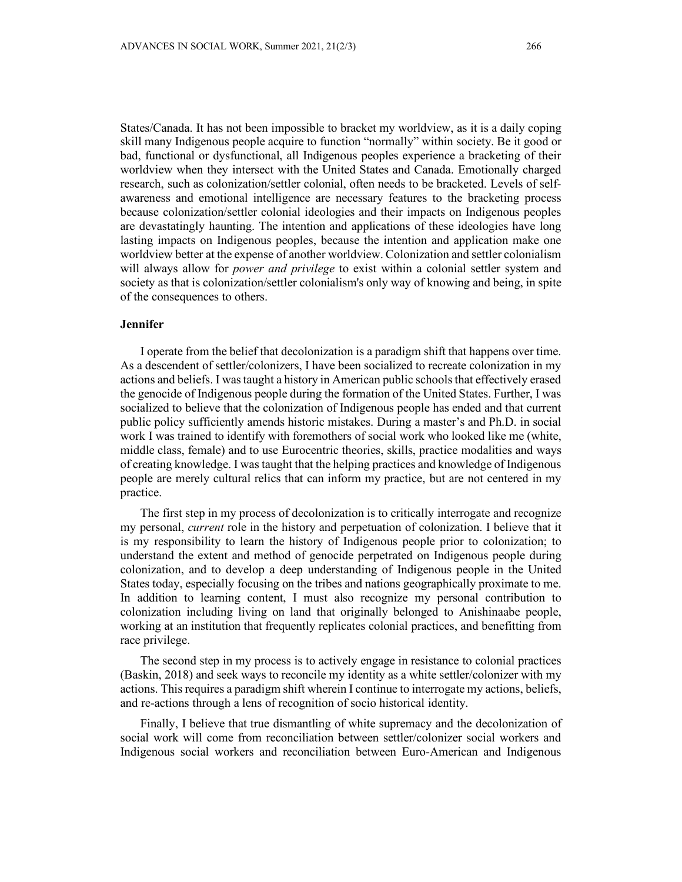States/Canada. It has not been impossible to bracket my worldview, as it is a daily coping skill many Indigenous people acquire to function "normally" within society. Be it good or bad, functional or dysfunctional, all Indigenous peoples experience a bracketing of their worldview when they intersect with the United States and Canada. Emotionally charged research, such as colonization/settler colonial, often needs to be bracketed. Levels of self-awareness and emotional intelligence are necessary features to the bracketing process because colonization/settler colonial ideologies and their impacts on Indigenous peoples are devastatingly haunting. The intention and applications of these ideologies have long lasting impacts on Indigenous peoples, because the intention and application make one worldview better at the expense of another worldview. Colonization and settler colonialism will always allow for *power and privilege* to exist within a colonial settler system and society as that is colonization/settler colonialism's only way of knowing and being, in spite of the consequences to others.

### Jennifer

I operate from the belief that decolonization is a paradigm shift that happens over time. As a descendent of settler/colonizers, I have been socialized to recreate colonization in my actions and beliefs. I was taught a history in American public schools that effectively erased the genocide of Indigenous people during the formation of the United States. Further, I was socialized to believe that the colonization of Indigenous people has ended and that current public policy sufficiently amends historic mistakes. During a master's and Ph.D. in social work I was trained to identify with foremothers of social work who looked like me (white, middle class, female) and to use Eurocentric theories, skills, practice modalities and ways of creating knowledge. I was taught that the helping practices and knowledge of Indigenous people are merely cultural relics that can inform my practice, but are not centered in my practice.

The first step in my process of decolonization is to critically interrogate and recognize my personal, *current* role in the history and perpetuation of colonization. I believe that it is my responsibility to learn the history of Indigenous people prior to colonization; to understand the extent and method of genocide perpetrated on Indigenous people during colonization, and to develop a deep understanding of Indigenous people in the United States today, especially focusing on the tribes and nations geographically proximate to me. In addition to learning content, I must also recognize my personal contribution to colonization including living on land that originally belonged to Anishinaabe people, working at an institution that frequently replicates colonial practices, and benefitting from race privilege.

The second step in my process is to actively engage in resistance to colonial practices (Baskin, 2018) and seek ways to reconcile my identity as a white settler/colonizer with my actions. This requires a paradigm shift wherein I continue to interrogate my actions, beliefs, and re-actions through a lens of recognition of socio historical identity.

Finally, I believe that true dismantling of white supremacy and the decolonization of social work will come from reconciliation between settler/colonizer social workers and Indigenous social workers and reconciliation between Euro-American and Indigenous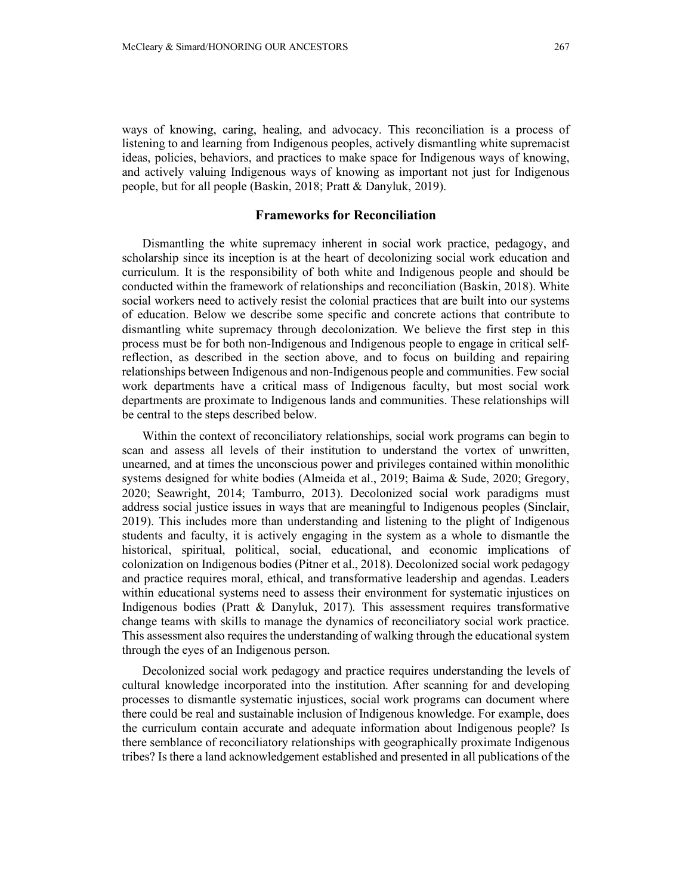ways of knowing, caring, healing, and advocacy. This reconciliation is a process of listening to and learning from Indigenous peoples, actively dismantling white supremacist ideas, policies, behaviors, and practices to make space for Indigenous ways of knowing, and actively valuing Indigenous ways of knowing as important not just for Indigenous people, but for all people (Baskin, 2018; Pratt & Danyluk, 2019).

## Frameworks for Reconciliation

Dismantling the white supremacy inherent in social work practice, pedagogy, and scholarship since its inception is at the heart of decolonizing social work education and curriculum. It is the responsibility of both white and Indigenous people and should be conducted within the framework of relationships and reconciliation (Baskin, 2018). White social workers need to actively resist the colonial practices that are built into our systems of education. Below we describe some specific and concrete actions that contribute to dismantling white supremacy through decolonization. We believe the first step in this process must be for both non-Indigenous and Indigenous people to engage in critical self-reflection, as described in the section above, and to focus on building and repairing relationships between Indigenous and non-Indigenous people and communities. Few social work departments have a critical mass of Indigenous faculty, but most social work departments are proximate to Indigenous lands and communities. These relationships will be central to the steps described below.

Within the context of reconciliatory relationships, social work programs can begin to scan and assess all levels of their institution to understand the vortex of unwritten, unearned, and at times the unconscious power and privileges contained within monolithic systems designed for white bodies (Almeida et al., 2019; Baima & Sude, 2020; Gregory, 2020; Seawright, 2014; Tamburro, 2013). Decolonized social work paradigms must address social justice issues in ways that are meaningful to Indigenous peoples (Sinclair, 2019). This includes more than understanding and listening to the plight of Indigenous students and faculty, it is actively engaging in the system as a whole to dismantle the historical, spiritual, political, social, educational, and economic implications of colonization on Indigenous bodies (Pitner et al., 2018). Decolonized social work pedagogy and practice requires moral, ethical, and transformative leadership and agendas. Leaders within educational systems need to assess their environment for systematic injustices on Indigenous bodies (Pratt & Danyluk, 2017). This assessment requires transformative change teams with skills to manage the dynamics of reconciliatory social work practice. This assessment also requires the understanding of walking through the educational system through the eyes of an Indigenous person.

Decolonized social work pedagogy and practice requires understanding the levels of cultural knowledge incorporated into the institution. After scanning for and developing processes to dismantle systematic injustices, social work programs can document where there could be real and sustainable inclusion of Indigenous knowledge. For example, does the curriculum contain accurate and adequate information about Indigenous people? Is there semblance of reconciliatory relationships with geographically proximate Indigenous tribes? Is there a land acknowledgement established and presented in all publications of the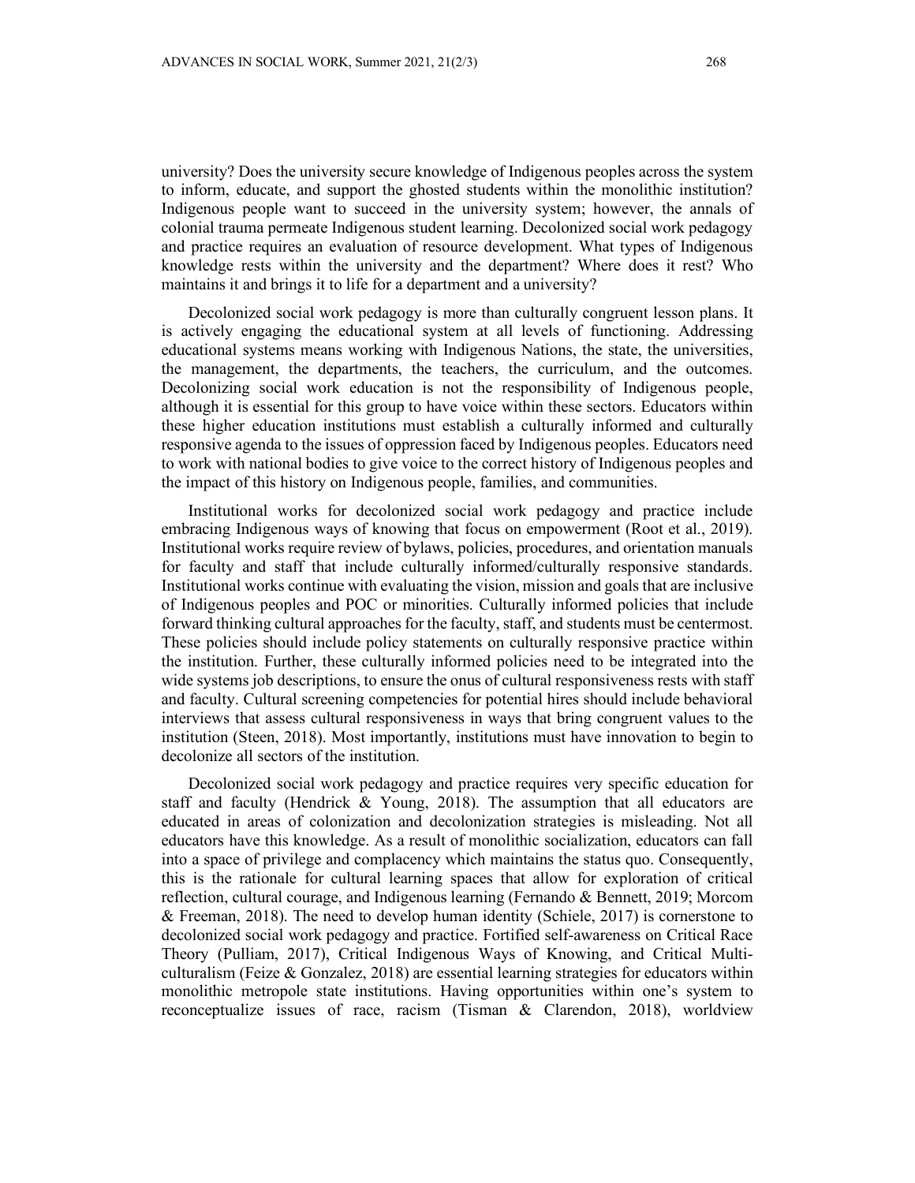university? Does the university secure knowledge of Indigenous peoples across the system to inform, educate, and support the ghosted students within the monolithic institution? Indigenous people want to succeed in the university system; however, the annals of colonial trauma permeate Indigenous student learning. Decolonized social work pedagogy and practice requires an evaluation of resource development. What types of Indigenous knowledge rests within the university and the department? Where does it rest? Who maintains it and brings it to life for a department and a university?

Decolonized social work pedagogy is more than culturally congruent lesson plans. It is actively engaging the educational system at all levels of functioning. Addressing educational systems means working with Indigenous Nations, the state, the universities, the management, the departments, the teachers, the curriculum, and the outcomes. Decolonizing social work education is not the responsibility of Indigenous people, although it is essential for this group to have voice within these sectors. Educators within these higher education institutions must establish a culturally informed and culturally responsive agenda to the issues of oppression faced by Indigenous peoples. Educators need to work with national bodies to give voice to the correct history of Indigenous peoples and the impact of this history on Indigenous people, families, and communities.

Institutional works for decolonized social work pedagogy and practice include embracing Indigenous ways of knowing that focus on empowerment (Root et al., 2019). Institutional works require review of bylaws, policies, procedures, and orientation manuals for faculty and staff that include culturally informed/culturally responsive standards. Institutional works continue with evaluating the vision, mission and goals that are inclusive of Indigenous peoples and POC or minorities. Culturally informed policies that include forward thinking cultural approaches for the faculty, staff, and students must be centermost. These policies should include policy statements on culturally responsive practice within the institution. Further, these culturally informed policies need to be integrated into the wide systems job descriptions, to ensure the onus of cultural responsiveness rests with staff and faculty. Cultural screening competencies for potential hires should include behavioral interviews that assess cultural responsiveness in ways that bring congruent values to the institution (Steen, 2018). Most importantly, institutions must have innovation to begin to decolonize all sectors of the institution.

Decolonized social work pedagogy and practice requires very specific education for staff and faculty (Hendrick & Young, 2018). The assumption that all educators are educated in areas of colonization and decolonization strategies is misleading. Not all educators have this knowledge. As a result of monolithic socialization, educators can fall into a space of privilege and complacency which maintains the status quo. Consequently, this is the rationale for cultural learning spaces that allow for exploration of critical reflection, cultural courage, and Indigenous learning (Fernando & Bennett, 2019; Morcom & Freeman, 2018). The need to develop human identity (Schiele, 2017) is cornerstone to decolonized social work pedagogy and practice. Fortified self-awareness on Critical Race Theory (Pulliam, 2017), Critical Indigenous Ways of Knowing, and Critical Multiculturalism (Feize & Gonzalez, 2018) are essential learning strategies for educators within monolithic metropole state institutions. Having opportunities within one's system to reconceptualize issues of race, racism (Tisman & Clarendon, 2018), worldview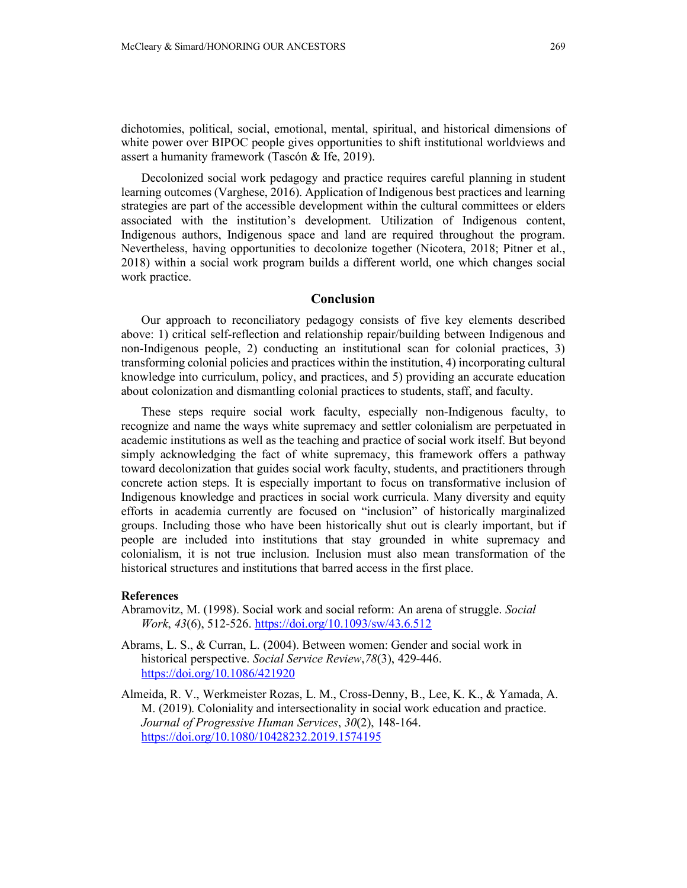dichotomies, political, social, emotional, mental, spiritual, and historical dimensions of white power over BIPOC people gives opportunities to shift institutional worldviews and assert a humanity framework (Tascón & Ife, 2019).

Decolonized social work pedagogy and practice requires careful planning in student learning outcomes (Varghese, 2016). Application of Indigenous best practices and learning strategies are part of the accessible development within the cultural committees or elders associated with the institution's development. Utilization of Indigenous content, Indigenous authors, Indigenous space and land are required throughout the program. Nevertheless, having opportunities to decolonize together (Nicotera, 2018; Pitner et al., 2018) within a social work program builds a different world, one which changes social work practice.

## Conclusion

Our approach to reconciliatory pedagogy consists of five key elements described above: 1) critical self-reflection and relationship repair/building between Indigenous and non-Indigenous people, 2) conducting an institutional scan for colonial practices, 3) transforming colonial policies and practices within the institution, 4) incorporating cultural knowledge into curriculum, policy, and practices, and 5) providing an accurate education about colonization and dismantling colonial practices to students, staff, and faculty.

These steps require social work faculty, especially non-Indigenous faculty, to recognize and name the ways white supremacy and settler colonialism are perpetuated in academic institutions as well as the teaching and practice of social work itself. But beyond simply acknowledging the fact of white supremacy, this framework offers a pathway toward decolonization that guides social work faculty, students, and practitioners through concrete action steps. It is especially important to focus on transformative inclusion of Indigenous knowledge and practices in social work curricula. Many diversity and equity efforts in academia currently are focused on "inclusion" of historically marginalized groups. Including those who have been historically shut out is clearly important, but if people are included into institutions that stay grounded in white supremacy and colonialism, it is not true inclusion. Inclusion must also mean transformation of the historical structures and institutions that barred access in the first place.

### References

Abramovitz, M. (1998). Social work and social reform: An arena of struggle. *Social Work*, *43*(6), 512-526. https://doi.org/10.1093/sw/43.6.512

Abrams, L. S., & Curran, L. (2004). Between women: Gender and social work in historical perspective. *Social Service Review*,*78*(3), 429-446. https://doi.org/10.1086/421920

Almeida, R. V., Werkmeister Rozas, L. M., Cross-Denny, B., Lee, K. K., & Yamada, A. M. (2019). Coloniality and intersectionality in social work education and practice. *Journal of Progressive Human Services*, *30*(2), 148-164. https://doi.org/10.1080/10428232.2019.1574195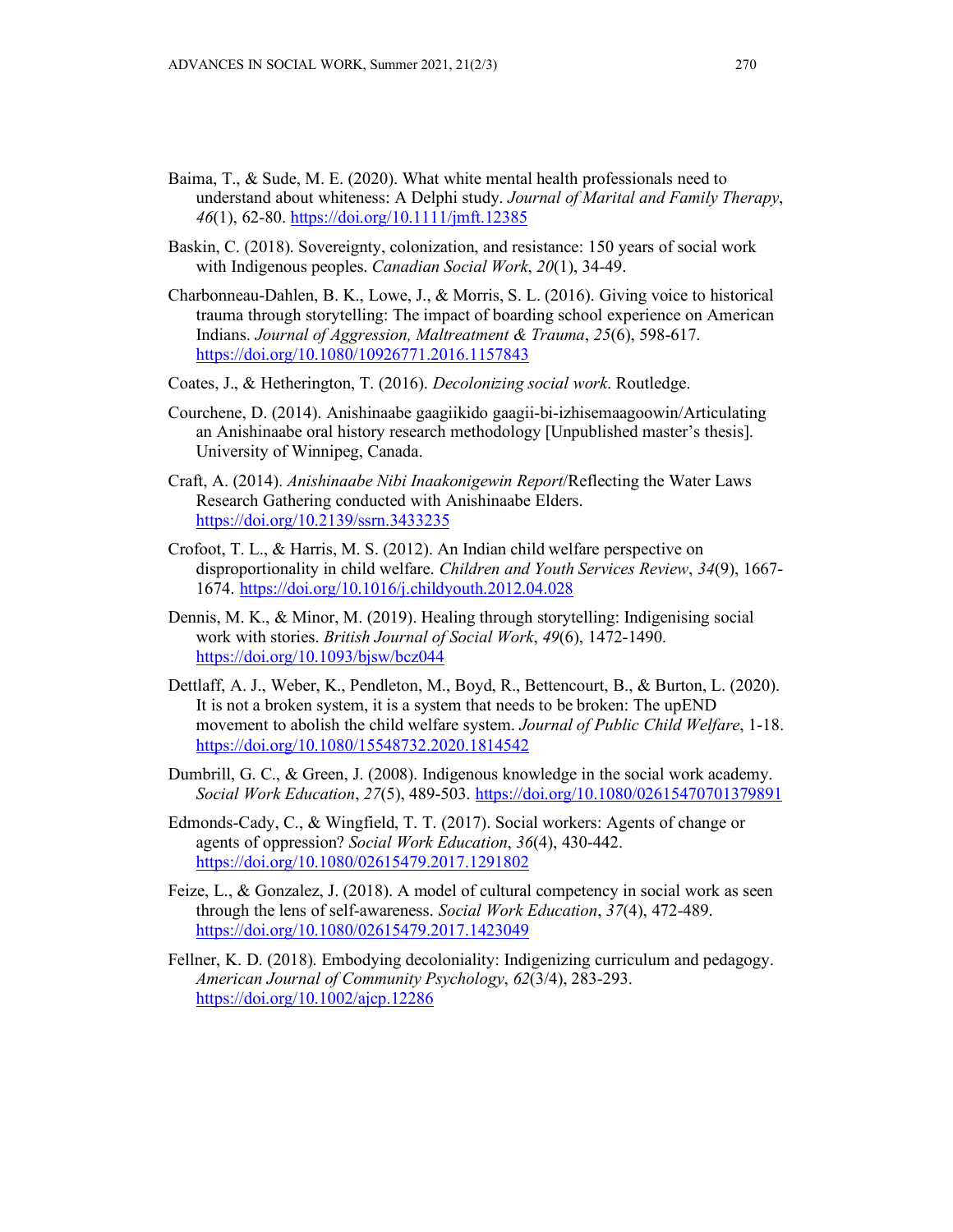Baima, T., & Sude, M. E. (2020). What white mental health professionals need to understand about whiteness: A Delphi study. *Journal of Marital and Family Therapy*, *46*(1), 62-80. https://doi.org/10.1111/jmft.12385

Baskin, C. (2018). Sovereignty, colonization, and resistance: 150 years of social work with Indigenous peoples. *Canadian Social Work*, *20*(1), 34-49.

Charbonneau-Dahlen, B. K., Lowe, J., & Morris, S. L. (2016). Giving voice to historical trauma through storytelling: The impact of boarding school experience on American Indians. *Journal of Aggression, Maltreatment & Trauma*, *25*(6), 598-617. https://doi.org/10.1080/10926771.2016.1157843

Coates, J., & Hetherington, T. (2016). *Decolonizing social work*. Routledge.

Courchene, D. (2014). Anishinaabe gaagiikido gaagii-bi-izhisemaagoowin/Articulating an Anishinaabe oral history research methodology [Unpublished master's thesis]. University of Winnipeg, Canada.

Craft, A. (2014). *Anishinaabe Nibi Inaakonigewin Report*/Reflecting the Water Laws Research Gathering conducted with Anishinaabe Elders. https://doi.org/10.2139/ssrn.3433235

Crofoot, T. L., & Harris, M. S. (2012). An Indian child welfare perspective on disproportionality in child welfare. *Children and Youth Services Review*, *34*(9), 1667-1674. https://doi.org/10.1016/j.childyouth.2012.04.028

Dennis, M. K., & Minor, M. (2019). Healing through storytelling: Indigenising social work with stories. *British Journal of Social Work*, *49*(6), 1472-1490. https://doi.org/10.1093/bjsw/bcz044

Dettlaff, A. J., Weber, K., Pendleton, M., Boyd, R., Bettencourt, B., & Burton, L. (2020). It is not a broken system, it is a system that needs to be broken: The upEND movement to abolish the child welfare system. *Journal of Public Child Welfare*, 1-18. https://doi.org/10.1080/15548732.2020.1814542

Dumbrill, G. C., & Green, J. (2008). Indigenous knowledge in the social work academy. *Social Work Education*, *27*(5), 489-503. https://doi.org/10.1080/02615470701379891

Edmonds-Cady, C., & Wingfield, T. T. (2017). Social workers: Agents of change or agents of oppression? *Social Work Education*, *36*(4), 430-442. https://doi.org/10.1080/02615479.2017.1291802

Feize, L., & Gonzalez, J. (2018). A model of cultural competency in social work as seen through the lens of self-awareness. *Social Work Education*, *37*(4), 472-489. https://doi.org/10.1080/02615479.2017.1423049

Fellner, K. D. (2018). Embodying decoloniality: Indigenizing curriculum and pedagogy. *American Journal of Community Psychology*, *62*(3/4), 283-293. https://doi.org/10.1002/ajcp.12286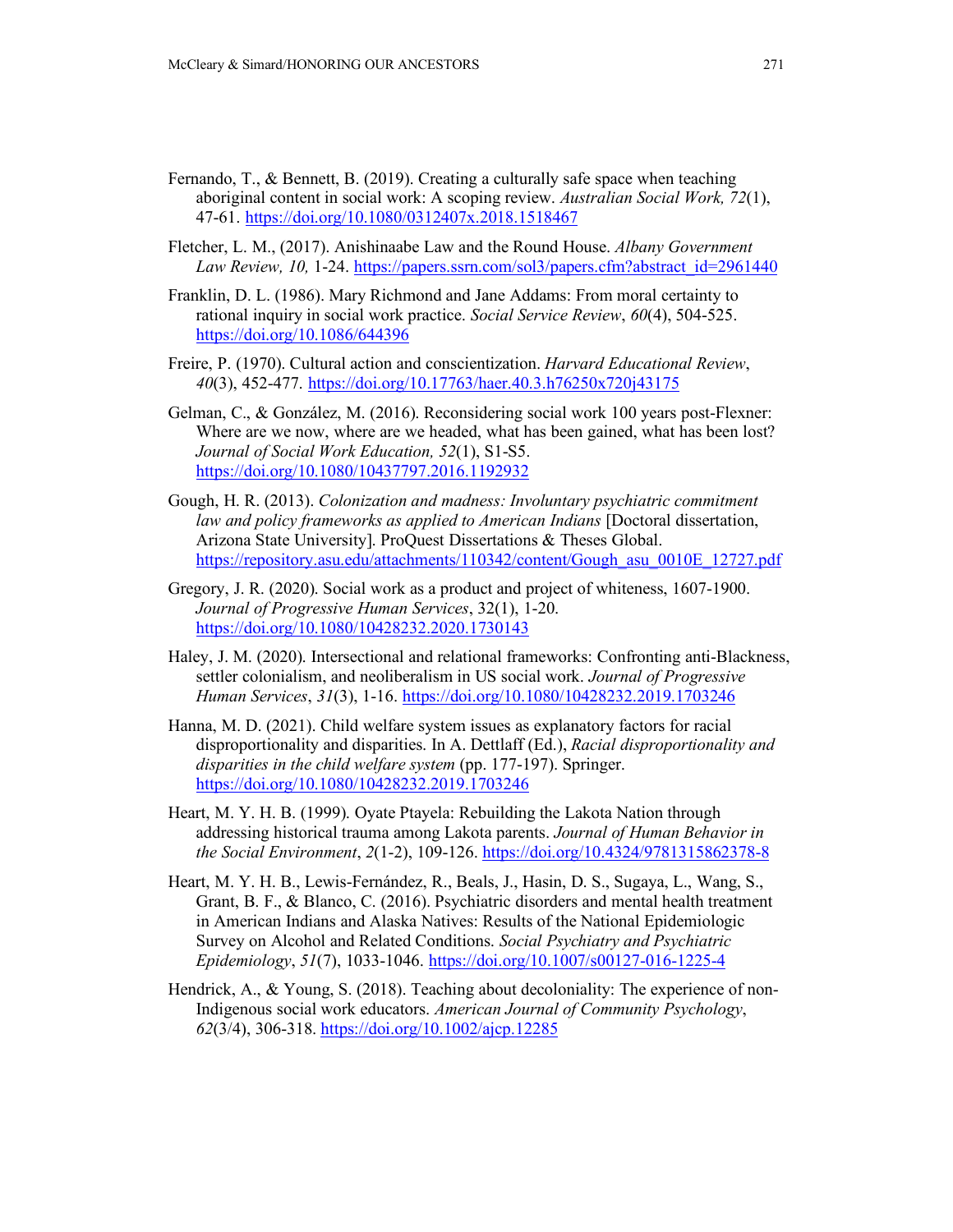Fernando, T., & Bennett, B. (2019). Creating a culturally safe space when teaching aboriginal content in social work: A scoping review. *Australian Social Work, 72*(1), 47-61. https://doi.org/10.1080/0312407x.2018.1518467

Fletcher, L. M., (2017). Anishinaabe Law and the Round House. *Albany Government Law Review, 10,* 1-24. https://papers.ssrn.com/sol3/papers.cfm?abstract_id=2961440

Franklin, D. L. (1986). Mary Richmond and Jane Addams: From moral certainty to rational inquiry in social work practice. *Social Service Review*, *60*(4), 504-525. https://doi.org/10.1086/644396

Freire, P. (1970). Cultural action and conscientization. *Harvard Educational Review*, *40*(3), 452-477. https://doi.org/10.17763/haer.40.3.h76250x720j43175

Gelman, C., & González, M. (2016). Reconsidering social work 100 years post-Flexner: Where are we now, where are we headed, what has been gained, what has been lost? *Journal of Social Work Education, 52*(1), S1-S5. https://doi.org/10.1080/10437797.2016.1192932

Gough, H. R. (2013). *Colonization and madness: Involuntary psychiatric commitment law and policy frameworks as applied to American Indians* [Doctoral dissertation, Arizona State University]. ProQuest Dissertations & Theses Global. https://repository.asu.edu/attachments/110342/content/Gough_asu_0010E_12727.pdf

Gregory, J. R. (2020). Social work as a product and project of whiteness, 1607-1900. *Journal of Progressive Human Services*, 32(1), 1-20. https://doi.org/10.1080/10428232.2020.1730143

Haley, J. M. (2020). Intersectional and relational frameworks: Confronting anti-Blackness, settler colonialism, and neoliberalism in US social work. *Journal of Progressive Human Services*, *31*(3), 1-16. https://doi.org/10.1080/10428232.2019.1703246

Hanna, M. D. (2021). Child welfare system issues as explanatory factors for racial disproportionality and disparities. In A. Dettlaff (Ed.), *Racial disproportionality and disparities in the child welfare system* (pp. 177-197). Springer. https://doi.org/10.1080/10428232.2019.1703246

Heart, M. Y. H. B. (1999). Oyate Ptayela: Rebuilding the Lakota Nation through addressing historical trauma among Lakota parents. *Journal of Human Behavior in the Social Environment*, *2*(1-2), 109-126. https://doi.org/10.4324/9781315862378-8

Heart, M. Y. H. B., Lewis-Fernández, R., Beals, J., Hasin, D. S., Sugaya, L., Wang, S., Grant, B. F., & Blanco, C. (2016). Psychiatric disorders and mental health treatment in American Indians and Alaska Natives: Results of the National Epidemiologic Survey on Alcohol and Related Conditions. *Social Psychiatry and Psychiatric Epidemiology*, *51*(7), 1033-1046. https://doi.org/10.1007/s00127-016-1225-4

Hendrick, A., & Young, S. (2018). Teaching about decoloniality: The experience of non-Indigenous social work educators. *American Journal of Community Psychology*, *62*(3/4), 306-318. https://doi.org/10.1002/ajcp.12285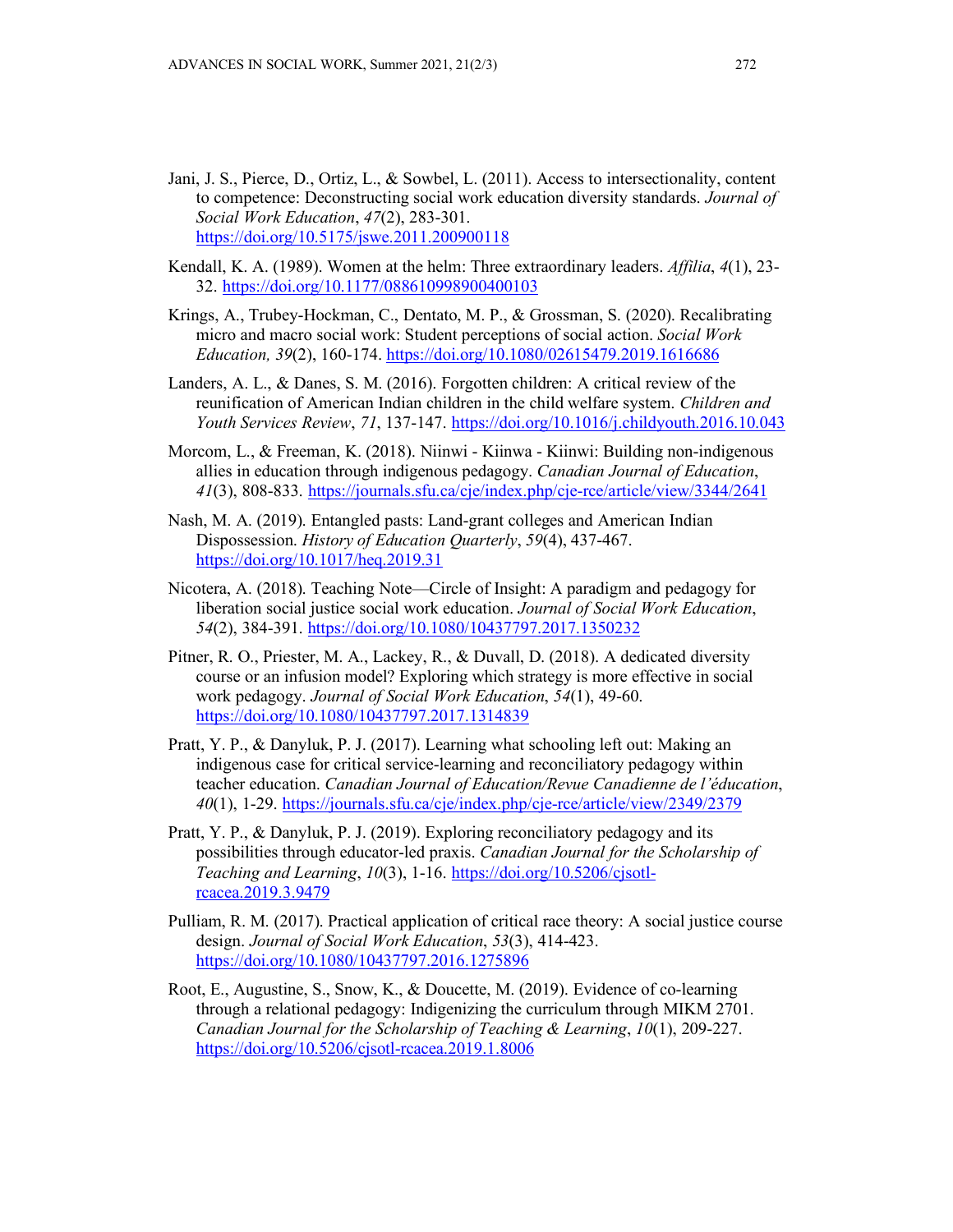Jani, J. S., Pierce, D., Ortiz, L., & Sowbel, L. (2011). Access to intersectionality, content to competence: Deconstructing social work education diversity standards. *Journal of Social Work Education*, *47*(2), 283-301. https://doi.org/10.5175/jswe.2011.200900118

Kendall, K. A. (1989). Women at the helm: Three extraordinary leaders. *Affilia*, *4*(1), 23-32. https://doi.org/10.1177/088610998900400103

Krings, A., Trubey-Hockman, C., Dentato, M. P., & Grossman, S. (2020). Recalibrating micro and macro social work: Student perceptions of social action. *Social Work Education, 39*(2), 160-174. https://doi.org/10.1080/02615479.2019.1616686

Landers, A. L., & Danes, S. M. (2016). Forgotten children: A critical review of the reunification of American Indian children in the child welfare system. *Children and Youth Services Review*, *71*, 137-147. https://doi.org/10.1016/j.childyouth.2016.10.043

Morcom, L., & Freeman, K. (2018). Niinwi - Kiinwa - Kiinwi: Building non-indigenous allies in education through indigenous pedagogy. *Canadian Journal of Education*, *41*(3), 808-833. https://journals.sfu.ca/cje/index.php/cje-rce/article/view/3344/2641

Nash, M. A. (2019). Entangled pasts: Land-grant colleges and American Indian Dispossession. *History of Education Quarterly*, *59*(4), 437-467. https://doi.org/10.1017/heq.2019.31

Nicotera, A. (2018). Teaching Note—Circle of Insight: A paradigm and pedagogy for liberation social justice social work education. *Journal of Social Work Education*, *54*(2), 384-391. https://doi.org/10.1080/10437797.2017.1350232

Pitner, R. O., Priester, M. A., Lackey, R., & Duvall, D. (2018). A dedicated diversity course or an infusion model? Exploring which strategy is more effective in social work pedagogy. *Journal of Social Work Education*, *54*(1), 49-60. https://doi.org/10.1080/10437797.2017.1314839

Pratt, Y. P., & Danyluk, P. J. (2017). Learning what schooling left out: Making an indigenous case for critical service-learning and reconciliatory pedagogy within teacher education. *Canadian Journal of Education/Revue Canadienne de l'éducation*, *40*(1), 1-29. https://journals.sfu.ca/cje/index.php/cje-rce/article/view/2349/2379

Pratt, Y. P., & Danyluk, P. J. (2019). Exploring reconciliatory pedagogy and its possibilities through educator-led praxis. *Canadian Journal for the Scholarship of Teaching and Learning*, *10*(3), 1-16. https://doi.org/10.5206/cjsotl-rcacea.2019.3.9479

Pulliam, R. M. (2017). Practical application of critical race theory: A social justice course design. *Journal of Social Work Education*, *53*(3), 414-423. https://doi.org/10.1080/10437797.2016.1275896

Root, E., Augustine, S., Snow, K., & Doucette, M. (2019). Evidence of co-learning through a relational pedagogy: Indigenizing the curriculum through MIKM 2701. *Canadian Journal for the Scholarship of Teaching & Learning*, *10*(1), 209-227. https://doi.org/10.5206/cjsotl-rcacea.2019.1.8006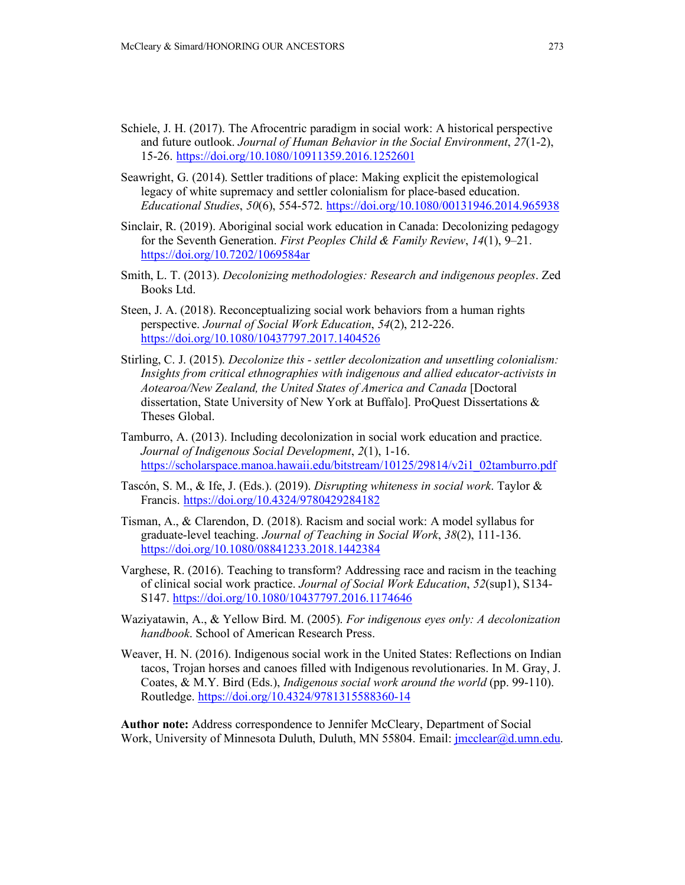Schiele, J. H. (2017). The Afrocentric paradigm in social work: A historical perspective and future outlook. *Journal of Human Behavior in the Social Environment*, *27*(1-2), 15-26. https://doi.org/10.1080/10911359.2016.1252601

Seawright, G. (2014). Settler traditions of place: Making explicit the epistemological legacy of white supremacy and settler colonialism for place-based education. *Educational Studies*, *50*(6), 554-572. https://doi.org/10.1080/00131946.2014.965938

Sinclair, R. (2019). Aboriginal social work education in Canada: Decolonizing pedagogy for the Seventh Generation. *First Peoples Child & Family Review*, *14*(1), 9–21. https://doi.org/10.7202/1069584ar

Smith, L. T. (2013). *Decolonizing methodologies: Research and indigenous peoples*. Zed Books Ltd.

Steen, J. A. (2018). Reconceptualizing social work behaviors from a human rights perspective. *Journal of Social Work Education*, *54*(2), 212-226. https://doi.org/10.1080/10437797.2017.1404526

Stirling, C. J. (2015). *Decolonize this - settler decolonization and unsettling colonialism: Insights from critical ethnographies with indigenous and allied educator-activists in Aotearoa/New Zealand, the United States of America and Canada* [Doctoral dissertation, State University of New York at Buffalo]. ProQuest Dissertations & Theses Global.

Tamburro, A. (2013). Including decolonization in social work education and practice. *Journal of Indigenous Social Development*, *2*(1), 1-16. https://scholarspace.manoa.hawaii.edu/bitstream/10125/29814/v2i1_02tamburro.pdf

Tascón, S. M., & Ife, J. (Eds.). (2019). *Disrupting whiteness in social work*. Taylor & Francis. https://doi.org/10.4324/9780429284182

Tisman, A., & Clarendon, D. (2018). Racism and social work: A model syllabus for graduate-level teaching. *Journal of Teaching in Social Work*, *38*(2), 111-136. https://doi.org/10.1080/08841233.2018.1442384

Varghese, R. (2016). Teaching to transform? Addressing race and racism in the teaching of clinical social work practice. *Journal of Social Work Education*, *52*(sup1), S134-S147. https://doi.org/10.1080/10437797.2016.1174646

Waziyatawin, A., & Yellow Bird. M. (2005). *For indigenous eyes only: A decolonization handbook*. School of American Research Press.

Weaver, H. N. (2016). Indigenous social work in the United States: Reflections on Indian tacos, Trojan horses and canoes filled with Indigenous revolutionaries. In M. Gray, J. Coates, & M.Y. Bird (Eds.), *Indigenous social work around the world* (pp. 99-110). Routledge. https://doi.org/10.4324/9781315588360-14

**Author note:** Address correspondence to Jennifer McCleary, Department of Social Work, University of Minnesota Duluth, Duluth, MN 55804. Email: jmcclear@d.umn.edu.